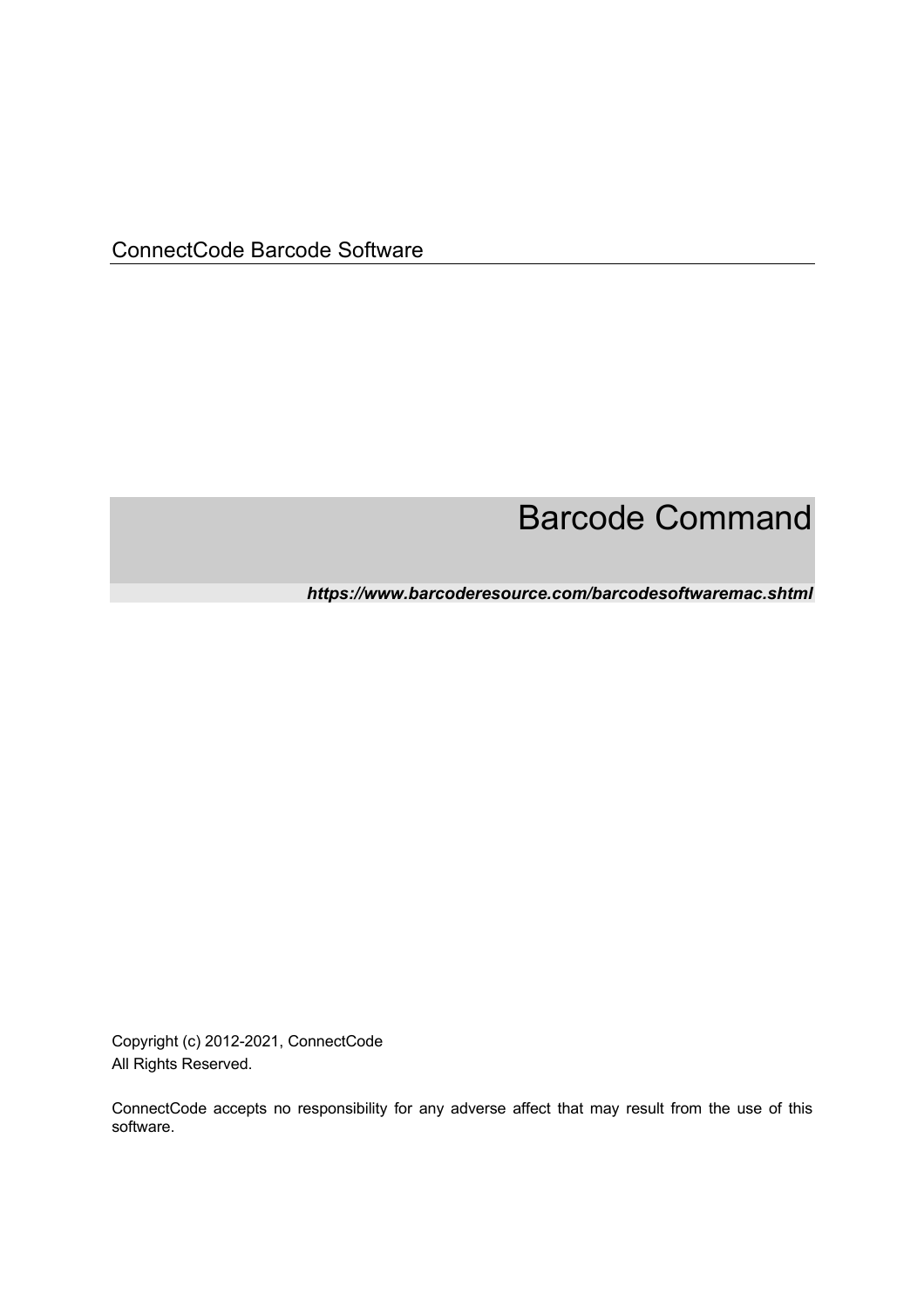ConnectCode Barcode Software

# Barcode Command

***https://www.barcoderesource.com/barcodesoftwaremac.shtml***

Copyright (c) 2012-2021, ConnectCode
All Rights Reserved.

ConnectCode accepts no responsibility for any adverse affect that may result from the use of this software.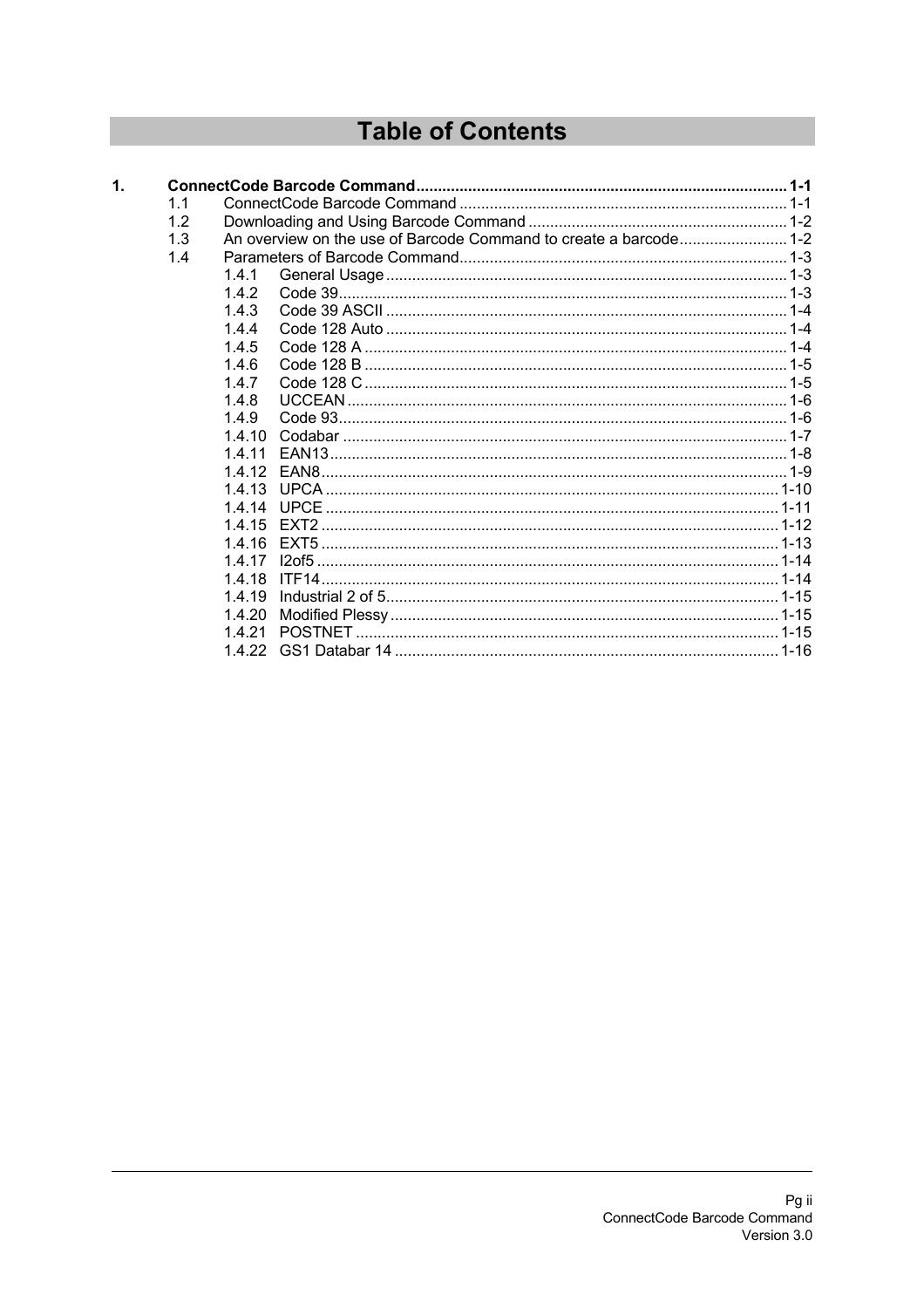# Table of Contents

**1. ConnectCode Barcode Command ........ 1-1**

- 1.1 ConnectCode Barcode Command ........ 1-1
- 1.2 Downloading and Using Barcode Command ........ 1-2
- 1.3 An overview on the use of Barcode Command to create a barcode ........ 1-2
- 1.4 Parameters of Barcode Command ........ 1-3
  - 1.4.1 General Usage ........ 1-3
  - 1.4.2 Code 39 ........ 1-3
  - 1.4.3 Code 39 ASCII ........ 1-4
  - 1.4.4 Code 128 Auto ........ 1-4
  - 1.4.5 Code 128 A ........ 1-4
  - 1.4.6 Code 128 B ........ 1-5
  - 1.4.7 Code 128 C ........ 1-5
  - 1.4.8 UCCEAN ........ 1-6
  - 1.4.9 Code 93 ........ 1-6
  - 1.4.10 Codabar ........ 1-7
  - 1.4.11 EAN13 ........ 1-8
  - 1.4.12 EAN8 ........ 1-9
  - 1.4.13 UPCA ........ 1-10
  - 1.4.14 UPCE ........ 1-11
  - 1.4.15 EXT2 ........ 1-12
  - 1.4.16 EXT5 ........ 1-13
  - 1.4.17 I2of5 ........ 1-14
  - 1.4.18 ITF14 ........ 1-14
  - 1.4.19 Industrial 2 of 5 ........ 1-15
  - 1.4.20 Modified Plessy ........ 1-15
  - 1.4.21 POSTNET ........ 1-15
  - 1.4.22 GS1 Databar 14 ........ 1-16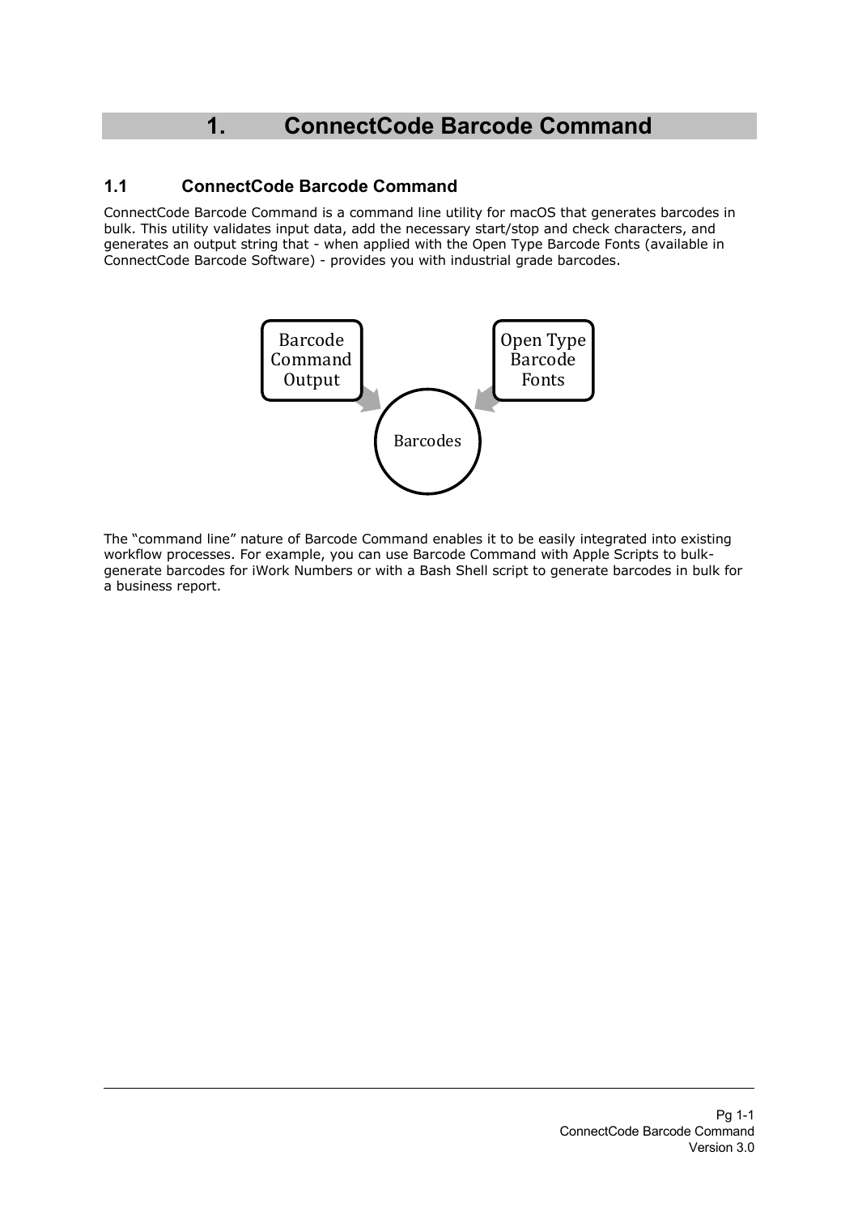# 1. ConnectCode Barcode Command

## 1.1 ConnectCode Barcode Command

ConnectCode Barcode Command is a command line utility for macOS that generates barcodes in bulk. This utility validates input data, add the necessary start/stop and check characters, and generates an output string that - when applied with the Open Type Barcode Fonts (available in ConnectCode Barcode Software) - provides you with industrial grade barcodes.

Barcode Command Output

Open Type Barcode Fonts

Barcodes

The "command line" nature of Barcode Command enables it to be easily integrated into existing workflow processes. For example, you can use Barcode Command with Apple Scripts to bulk-generate barcodes for iWork Numbers or with a Bash Shell script to generate barcodes in bulk for a business report.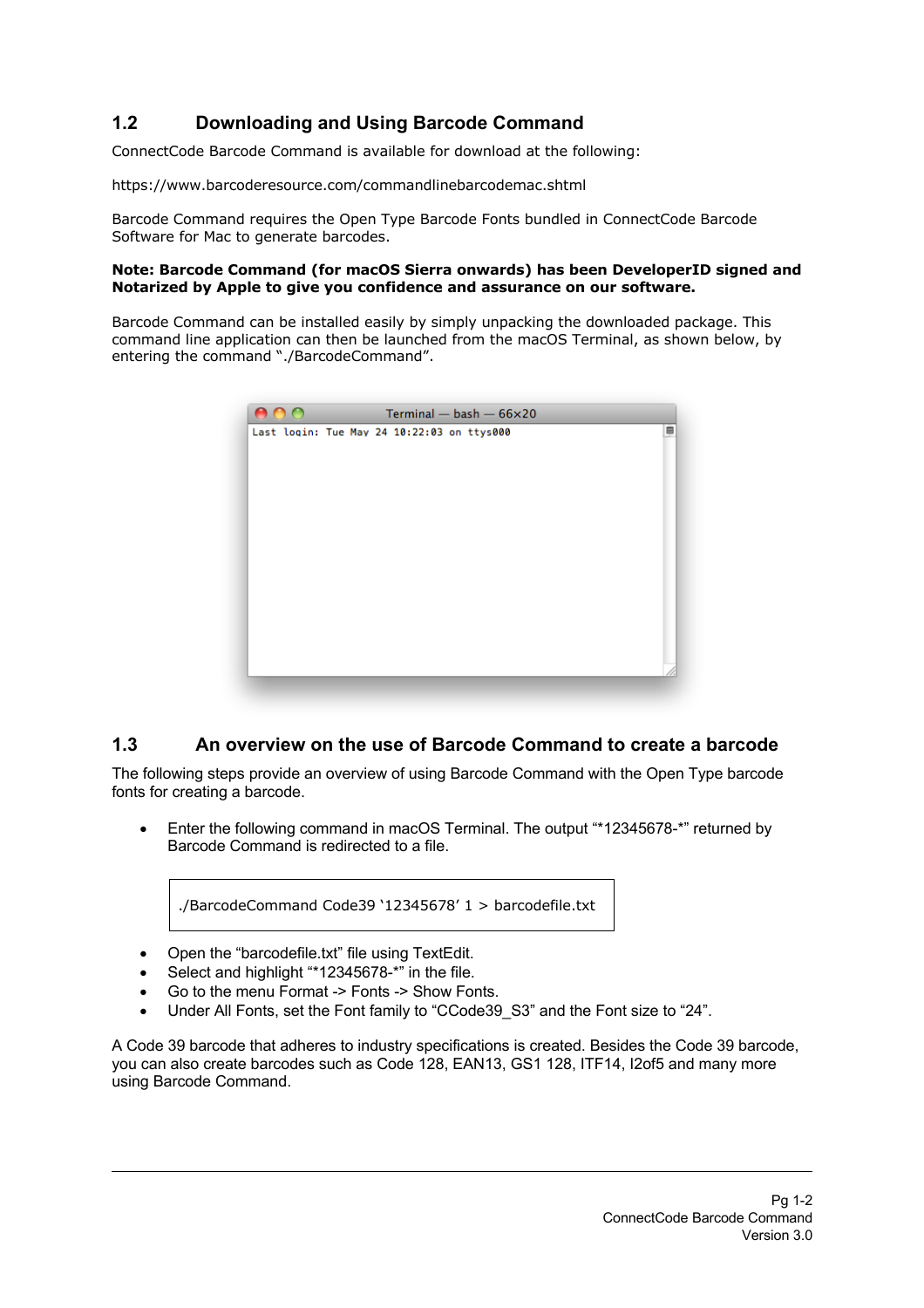## 1.2 Downloading and Using Barcode Command

ConnectCode Barcode Command is available for download at the following:

https://www.barcoderesource.com/commandlinebarcodemac.shtml

Barcode Command requires the Open Type Barcode Fonts bundled in ConnectCode Barcode Software for Mac to generate barcodes.

**Note: Barcode Command (for macOS Sierra onwards) has been DeveloperID signed and Notarized by Apple to give you confidence and assurance on our software.**

Barcode Command can be installed easily by simply unpacking the downloaded package. This command line application can then be launched from the macOS Terminal, as shown below, by entering the command "./BarcodeCommand".

```
Last login: Tue May 24 10:22:03 on ttys000
```

## 1.3 An overview on the use of Barcode Command to create a barcode

The following steps provide an overview of using Barcode Command with the Open Type barcode fonts for creating a barcode.

- Enter the following command in macOS Terminal. The output "*12345678-*" returned by Barcode Command is redirected to a file.

```
./BarcodeCommand Code39 '12345678' 1 > barcodefile.txt
```

- Open the "barcodefile.txt" file using TextEdit.
- Select and highlight "*12345678-*" in the file.
- Go to the menu Format -> Fonts -> Show Fonts.
- Under All Fonts, set the Font family to "CCode39_S3" and the Font size to "24".

A Code 39 barcode that adheres to industry specifications is created. Besides the Code 39 barcode, you can also create barcodes such as Code 128, EAN13, GS1 128, ITF14, I2of5 and many more using Barcode Command.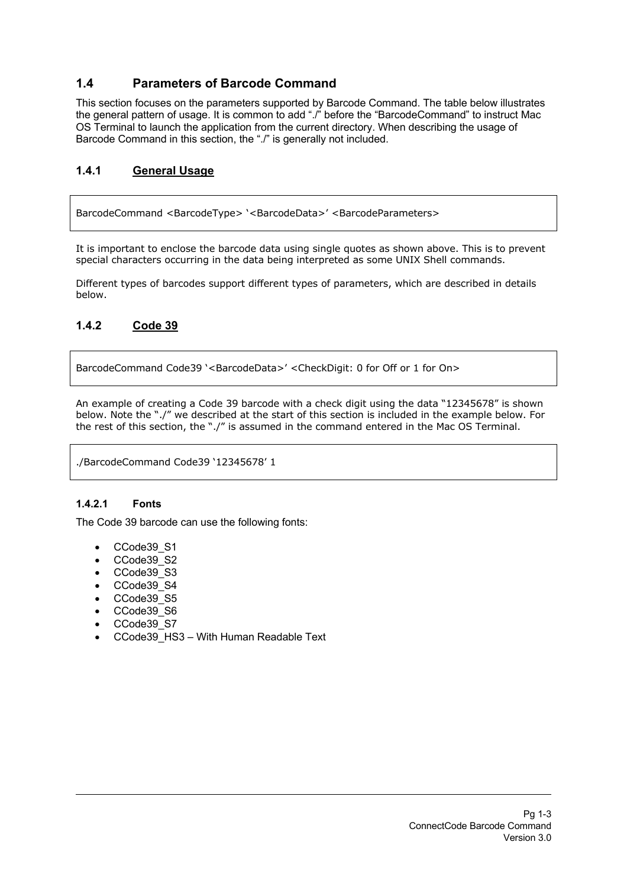## 1.4 Parameters of Barcode Command

This section focuses on the parameters supported by Barcode Command. The table below illustrates the general pattern of usage. It is common to add "./" before the "BarcodeCommand" to instruct Mac OS Terminal to launch the application from the current directory. When describing the usage of Barcode Command in this section, the "./" is generally not included.

### 1.4.1 General Usage

```
BarcodeCommand <BarcodeType> '<BarcodeData>' <BarcodeParameters>
```

It is important to enclose the barcode data using single quotes as shown above. This is to prevent special characters occurring in the data being interpreted as some UNIX Shell commands.

Different types of barcodes support different types of parameters, which are described in details below.

### 1.4.2 Code 39

```
BarcodeCommand Code39 '<BarcodeData>' <CheckDigit: 0 for Off or 1 for On>
```

An example of creating a Code 39 barcode with a check digit using the data "12345678" is shown below. Note the "./" we described at the start of this section is included in the example below. For the rest of this section, the "./" is assumed in the command entered in the Mac OS Terminal.

```
./BarcodeCommand Code39 '12345678' 1
```

#### 1.4.2.1 Fonts

The Code 39 barcode can use the following fonts:

- CCode39_S1
- CCode39_S2
- CCode39_S3
- CCode39_S4
- CCode39_S5
- CCode39_S6
- CCode39_S7
- CCode39_HS3 – With Human Readable Text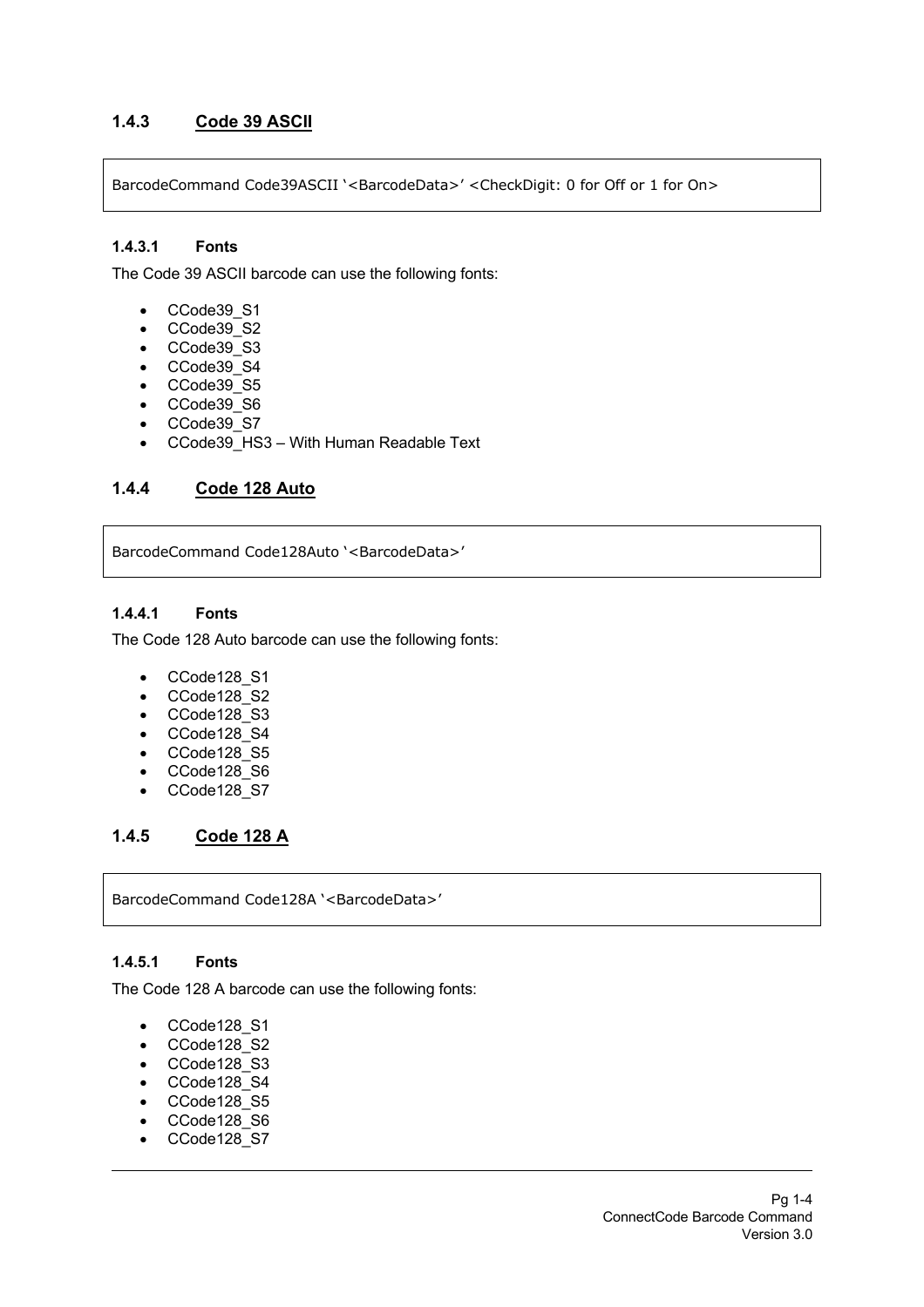### 1.4.3 Code 39 ASCII

```
BarcodeCommand Code39ASCII '<BarcodeData>' <CheckDigit: 0 for Off or 1 for On>
```

#### 1.4.3.1 Fonts

The Code 39 ASCII barcode can use the following fonts:

- CCode39_S1
- CCode39_S2
- CCode39_S3
- CCode39_S4
- CCode39_S5
- CCode39_S6
- CCode39_S7
- CCode39_HS3 – With Human Readable Text

### 1.4.4 Code 128 Auto

```
BarcodeCommand Code128Auto '<BarcodeData>'
```

#### 1.4.4.1 Fonts

The Code 128 Auto barcode can use the following fonts:

- CCode128_S1
- CCode128_S2
- CCode128_S3
- CCode128_S4
- CCode128_S5
- CCode128_S6
- CCode128_S7

### 1.4.5 Code 128 A

```
BarcodeCommand Code128A '<BarcodeData>'
```

#### 1.4.5.1 Fonts

The Code 128 A barcode can use the following fonts:

- CCode128_S1
- CCode128_S2
- CCode128_S3
- CCode128_S4
- CCode128_S5
- CCode128_S6
- CCode128_S7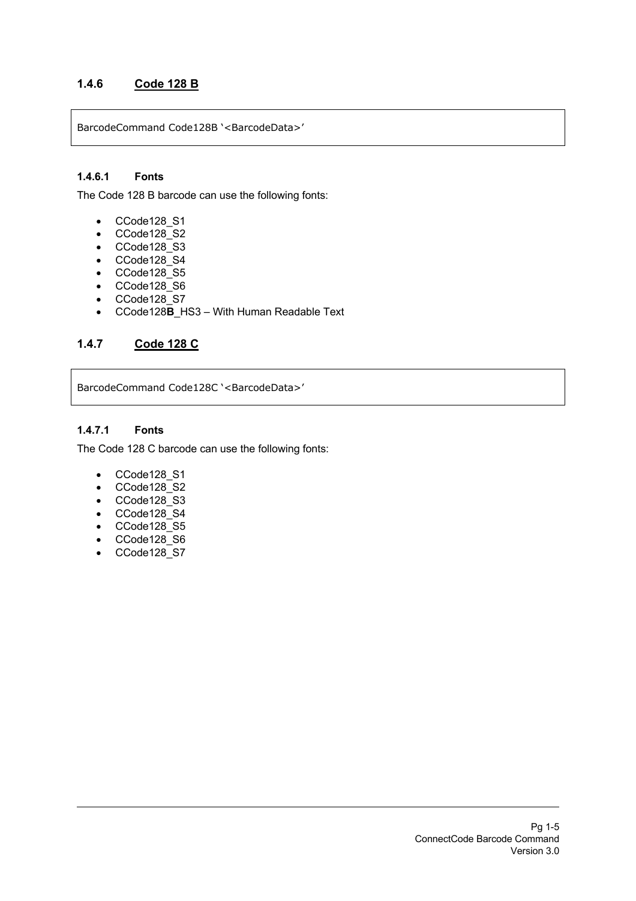### 1.4.6 Code 128 B

```
BarcodeCommand Code128B '<BarcodeData>'
```

#### 1.4.6.1 Fonts

The Code 128 B barcode can use the following fonts:

- CCode128_S1
- CCode128_S2
- CCode128_S3
- CCode128_S4
- CCode128_S5
- CCode128_S6
- CCode128_S7
- CCode128**B**_HS3 – With Human Readable Text

### 1.4.7 Code 128 C

```
BarcodeCommand Code128C '<BarcodeData>'
```

#### 1.4.7.1 Fonts

The Code 128 C barcode can use the following fonts:

- CCode128_S1
- CCode128_S2
- CCode128_S3
- CCode128_S4
- CCode128_S5
- CCode128_S6
- CCode128_S7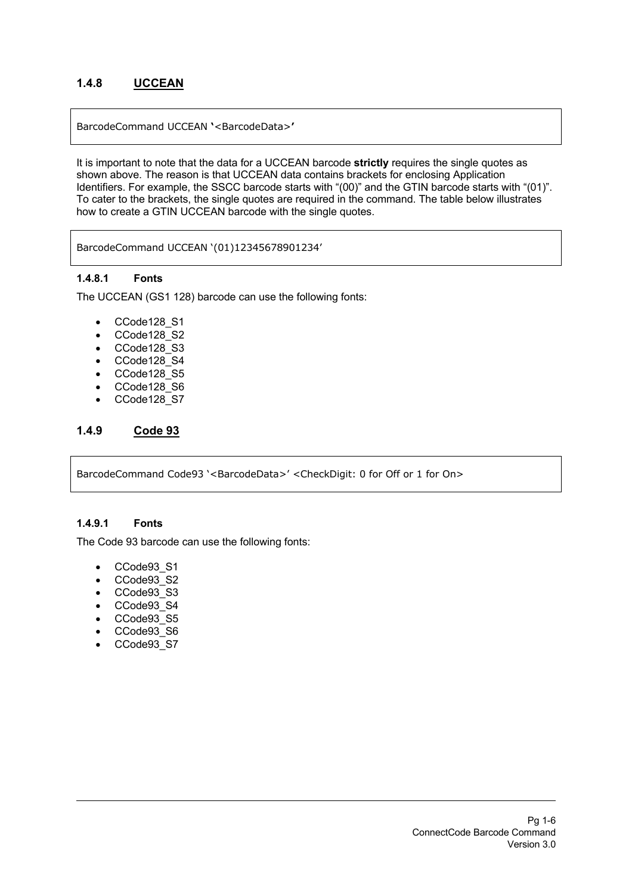### 1.4.8 UCCEAN

```
BarcodeCommand UCCEAN '<BarcodeData>'
```

It is important to note that the data for a UCCEAN barcode **strictly** requires the single quotes as shown above. The reason is that UCCEAN data contains brackets for enclosing Application Identifiers. For example, the SSCC barcode starts with "(00)" and the GTIN barcode starts with "(01)". To cater to the brackets, the single quotes are required in the command. The table below illustrates how to create a GTIN UCCEAN barcode with the single quotes.

```
BarcodeCommand UCCEAN '(01)12345678901234'
```

#### 1.4.8.1 Fonts

The UCCEAN (GS1 128) barcode can use the following fonts:

- CCode128_S1
- CCode128_S2
- CCode128_S3
- CCode128_S4
- CCode128_S5
- CCode128_S6
- CCode128_S7

### 1.4.9 Code 93

```
BarcodeCommand Code93 '<BarcodeData>' <CheckDigit: 0 for Off or 1 for On>
```

#### 1.4.9.1 Fonts

The Code 93 barcode can use the following fonts:

- CCode93_S1
- CCode93_S2
- CCode93_S3
- CCode93_S4
- CCode93_S5
- CCode93_S6
- CCode93_S7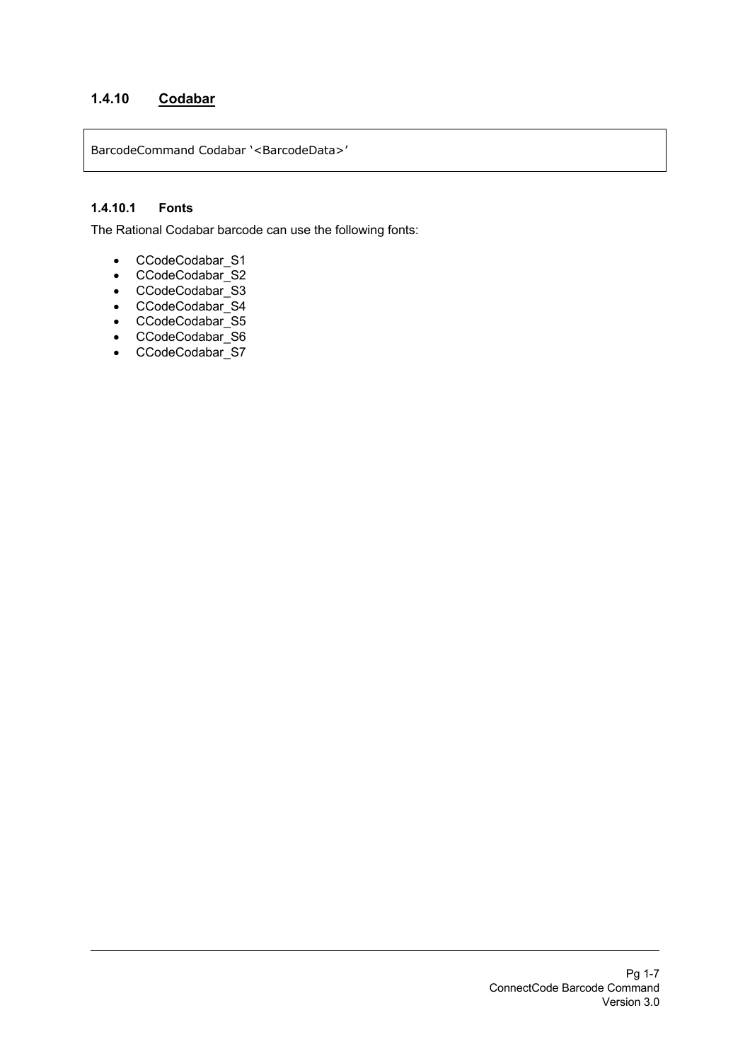### 1.4.10 Codabar

```
BarcodeCommand Codabar '<BarcodeData>'
```

#### 1.4.10.1 Fonts

The Rational Codabar barcode can use the following fonts:

- CCodeCodabar_S1
- CCodeCodabar_S2
- CCodeCodabar_S3
- CCodeCodabar_S4
- CCodeCodabar_S5
- CCodeCodabar_S6
- CCodeCodabar_S7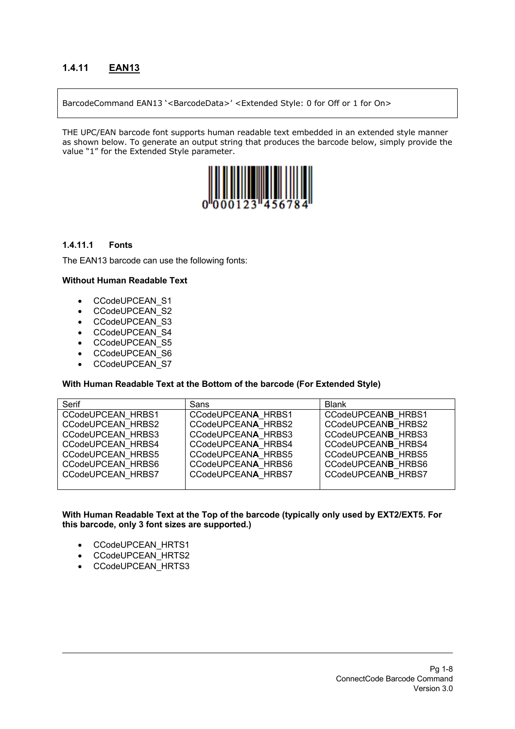### 1.4.11 EAN13

```
BarcodeCommand EAN13 '<BarcodeData>' <Extended Style: 0 for Off or 1 for On>
```

THE UPC/EAN barcode font supports human readable text embedded in an extended style manner as shown below. To generate an output string that produces the barcode below, simply provide the value "1" for the Extended Style parameter.

#### 1.4.11.1 Fonts

The EAN13 barcode can use the following fonts:

**Without Human Readable Text**

- CCodeUPCEAN_S1
- CCodeUPCEAN_S2
- CCodeUPCEAN_S3
- CCodeUPCEAN_S4
- CCodeUPCEAN_S5
- CCodeUPCEAN_S6
- CCodeUPCEAN_S7

**With Human Readable Text at the Bottom of the barcode (For Extended Style)**

| Serif | Sans | Blank |
|---|---|---|
| CCodeUPCEAN_HRBS1 | CCodeUPCEAN**A**_HRBS1 | CCodeUPCEAN**B**_HRBS1 |
| CCodeUPCEAN_HRBS2 | CCodeUPCEAN**A**_HRBS2 | CCodeUPCEAN**B**_HRBS2 |
| CCodeUPCEAN_HRBS3 | CCodeUPCEAN**A**_HRBS3 | CCodeUPCEAN**B**_HRBS3 |
| CCodeUPCEAN_HRBS4 | CCodeUPCEAN**A**_HRBS4 | CCodeUPCEAN**B**_HRBS4 |
| CCodeUPCEAN_HRBS5 | CCodeUPCEAN**A**_HRBS5 | CCodeUPCEAN**B**_HRBS5 |
| CCodeUPCEAN_HRBS6 | CCodeUPCEAN**A**_HRBS6 | CCodeUPCEAN**B**_HRBS6 |
| CCodeUPCEAN_HRBS7 | CCodeUPCEAN**A**_HRBS7 | CCodeUPCEAN**B**_HRBS7 |

**With Human Readable Text at the Top of the barcode (typically only used by EXT2/EXT5. For this barcode, only 3 font sizes are supported.)**

- CCodeUPCEAN_HRTS1
- CCodeUPCEAN_HRTS2
- CCodeUPCEAN_HRTS3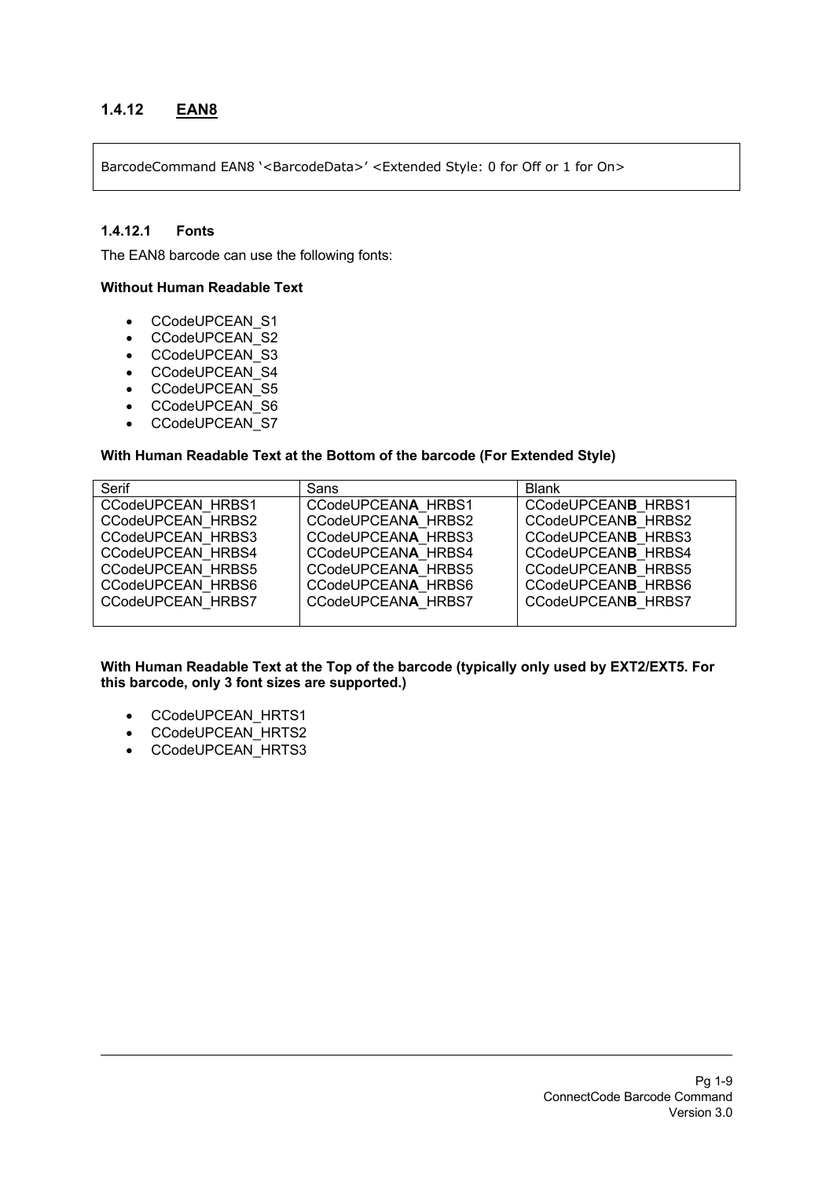## 1.4.12 EAN8

```
BarcodeCommand EAN8 '<BarcodeData>' <Extended Style: 0 for Off or 1 for On>
```

### 1.4.12.1 Fonts

The EAN8 barcode can use the following fonts:

**Without Human Readable Text**

- CCodeUPCEAN_S1
- CCodeUPCEAN_S2
- CCodeUPCEAN_S3
- CCodeUPCEAN_S4
- CCodeUPCEAN_S5
- CCodeUPCEAN_S6
- CCodeUPCEAN_S7

**With Human Readable Text at the Bottom of the barcode (For Extended Style)**

| Serif | Sans | Blank |
|---|---|---|
| CCodeUPCEAN_HRBS1 | CCodeUPCEAN**A**_HRBS1 | CCodeUPCEAN**B**_HRBS1 |
| CCodeUPCEAN_HRBS2 | CCodeUPCEAN**A**_HRBS2 | CCodeUPCEAN**B**_HRBS2 |
| CCodeUPCEAN_HRBS3 | CCodeUPCEAN**A**_HRBS3 | CCodeUPCEAN**B**_HRBS3 |
| CCodeUPCEAN_HRBS4 | CCodeUPCEAN**A**_HRBS4 | CCodeUPCEAN**B**_HRBS4 |
| CCodeUPCEAN_HRBS5 | CCodeUPCEAN**A**_HRBS5 | CCodeUPCEAN**B**_HRBS5 |
| CCodeUPCEAN_HRBS6 | CCodeUPCEAN**A**_HRBS6 | CCodeUPCEAN**B**_HRBS6 |
| CCodeUPCEAN_HRBS7 | CCodeUPCEAN**A**_HRBS7 | CCodeUPCEAN**B**_HRBS7 |

**With Human Readable Text at the Top of the barcode (typically only used by EXT2/EXT5. For this barcode, only 3 font sizes are supported.)**

- CCodeUPCEAN_HRTS1
- CCodeUPCEAN_HRTS2
- CCodeUPCEAN_HRTS3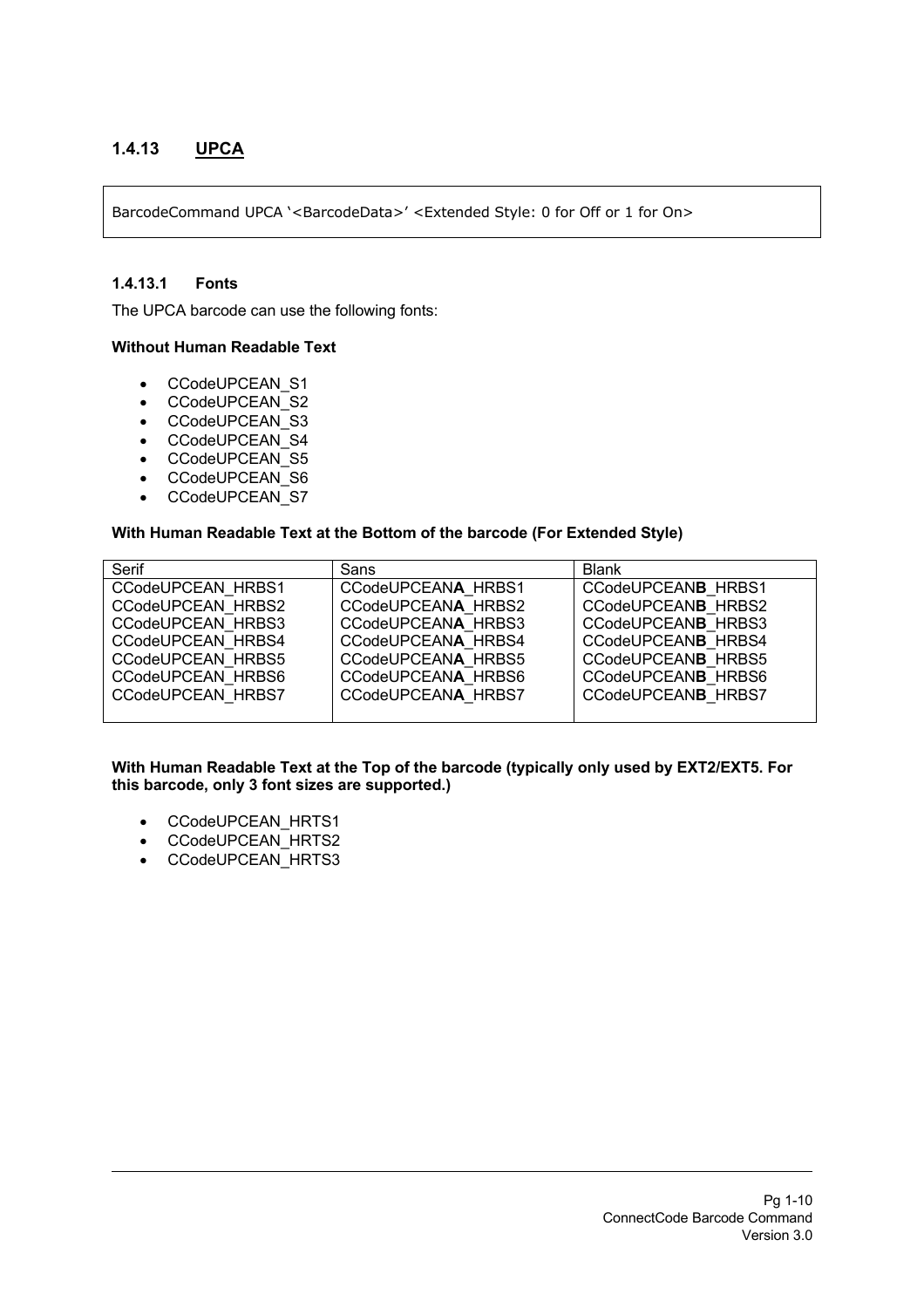### 1.4.13 UPCA

```
BarcodeCommand UPCA '<BarcodeData>' <Extended Style: 0 for Off or 1 for On>
```

#### 1.4.13.1 Fonts

The UPCA barcode can use the following fonts:

**Without Human Readable Text**

- CCodeUPCEAN_S1
- CCodeUPCEAN_S2
- CCodeUPCEAN_S3
- CCodeUPCEAN_S4
- CCodeUPCEAN_S5
- CCodeUPCEAN_S6
- CCodeUPCEAN_S7

**With Human Readable Text at the Bottom of the barcode (For Extended Style)**

| Serif | Sans | Blank |
|---|---|---|
| CCodeUPCEAN_HRBS1 | CCodeUPCEAN**A**_HRBS1 | CCodeUPCEAN**B**_HRBS1 |
| CCodeUPCEAN_HRBS2 | CCodeUPCEAN**A**_HRBS2 | CCodeUPCEAN**B**_HRBS2 |
| CCodeUPCEAN_HRBS3 | CCodeUPCEAN**A**_HRBS3 | CCodeUPCEAN**B**_HRBS3 |
| CCodeUPCEAN_HRBS4 | CCodeUPCEAN**A**_HRBS4 | CCodeUPCEAN**B**_HRBS4 |
| CCodeUPCEAN_HRBS5 | CCodeUPCEAN**A**_HRBS5 | CCodeUPCEAN**B**_HRBS5 |
| CCodeUPCEAN_HRBS6 | CCodeUPCEAN**A**_HRBS6 | CCodeUPCEAN**B**_HRBS6 |
| CCodeUPCEAN_HRBS7 | CCodeUPCEAN**A**_HRBS7 | CCodeUPCEAN**B**_HRBS7 |

**With Human Readable Text at the Top of the barcode (typically only used by EXT2/EXT5. For this barcode, only 3 font sizes are supported.)**

- CCodeUPCEAN_HRTS1
- CCodeUPCEAN_HRTS2
- CCodeUPCEAN_HRTS3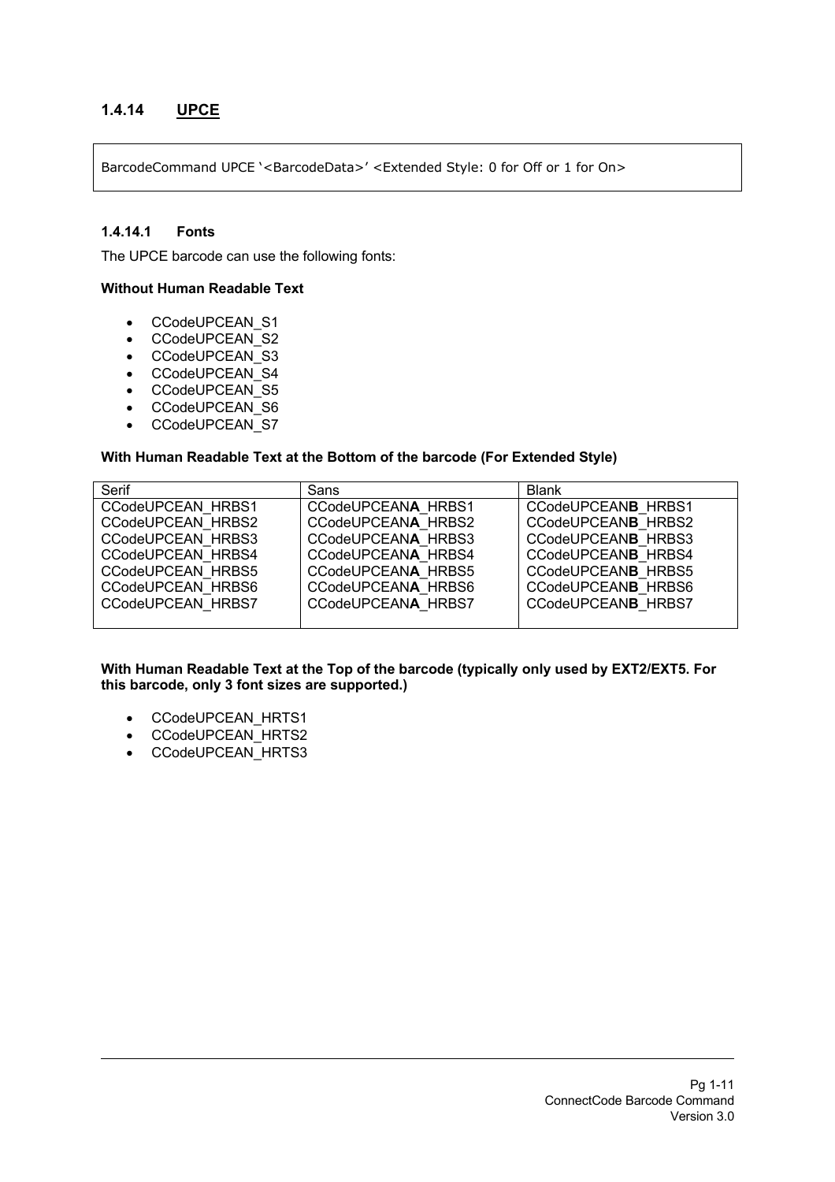### 1.4.14 UPCE

```
BarcodeCommand UPCE '<BarcodeData>' <Extended Style: 0 for Off or 1 for On>
```

#### 1.4.14.1 Fonts

The UPCE barcode can use the following fonts:

**Without Human Readable Text**

- CCodeUPCEAN_S1
- CCodeUPCEAN_S2
- CCodeUPCEAN_S3
- CCodeUPCEAN_S4
- CCodeUPCEAN_S5
- CCodeUPCEAN_S6
- CCodeUPCEAN_S7

**With Human Readable Text at the Bottom of the barcode (For Extended Style)**

| Serif | Sans | Blank |
|---|---|---|
| CCodeUPCEAN_HRBS1 | CCodeUPCEAN**A**_HRBS1 | CCodeUPCEAN**B**_HRBS1 |
| CCodeUPCEAN_HRBS2 | CCodeUPCEAN**A**_HRBS2 | CCodeUPCEAN**B**_HRBS2 |
| CCodeUPCEAN_HRBS3 | CCodeUPCEAN**A**_HRBS3 | CCodeUPCEAN**B**_HRBS3 |
| CCodeUPCEAN_HRBS4 | CCodeUPCEAN**A**_HRBS4 | CCodeUPCEAN**B**_HRBS4 |
| CCodeUPCEAN_HRBS5 | CCodeUPCEAN**A**_HRBS5 | CCodeUPCEAN**B**_HRBS5 |
| CCodeUPCEAN_HRBS6 | CCodeUPCEAN**A**_HRBS6 | CCodeUPCEAN**B**_HRBS6 |
| CCodeUPCEAN_HRBS7 | CCodeUPCEAN**A**_HRBS7 | CCodeUPCEAN**B**_HRBS7 |

**With Human Readable Text at the Top of the barcode (typically only used by EXT2/EXT5. For this barcode, only 3 font sizes are supported.)**

- CCodeUPCEAN_HRTS1
- CCodeUPCEAN_HRTS2
- CCodeUPCEAN_HRTS3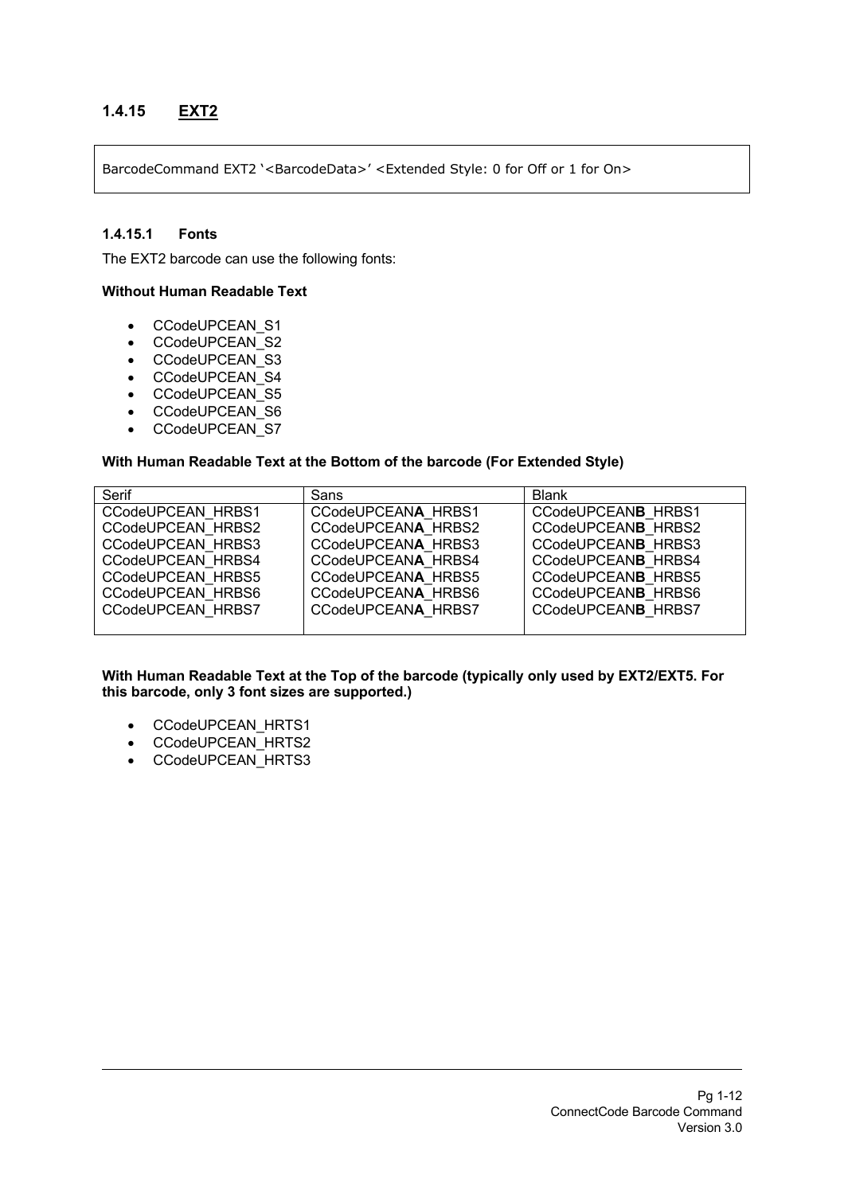### 1.4.15 EXT2

```
BarcodeCommand EXT2 '<BarcodeData>' <Extended Style: 0 for Off or 1 for On>
```

#### 1.4.15.1 Fonts

The EXT2 barcode can use the following fonts:

**Without Human Readable Text**

- CCodeUPCEAN_S1
- CCodeUPCEAN_S2
- CCodeUPCEAN_S3
- CCodeUPCEAN_S4
- CCodeUPCEAN_S5
- CCodeUPCEAN_S6
- CCodeUPCEAN_S7

**With Human Readable Text at the Bottom of the barcode (For Extended Style)**

| Serif | Sans | Blank |
|---|---|---|
| CCodeUPCEAN_HRBS1<br>CCodeUPCEAN_HRBS2<br>CCodeUPCEAN_HRBS3<br>CCodeUPCEAN_HRBS4<br>CCodeUPCEAN_HRBS5<br>CCodeUPCEAN_HRBS6<br>CCodeUPCEAN_HRBS7 | CCodeUPCEAN**A**_HRBS1<br>CCodeUPCEAN**A**_HRBS2<br>CCodeUPCEAN**A**_HRBS3<br>CCodeUPCEAN**A**_HRBS4<br>CCodeUPCEAN**A**_HRBS5<br>CCodeUPCEAN**A**_HRBS6<br>CCodeUPCEAN**A**_HRBS7 | CCodeUPCEAN**B**_HRBS1<br>CCodeUPCEAN**B**_HRBS2<br>CCodeUPCEAN**B**_HRBS3<br>CCodeUPCEAN**B**_HRBS4<br>CCodeUPCEAN**B**_HRBS5<br>CCodeUPCEAN**B**_HRBS6<br>CCodeUPCEAN**B**_HRBS7 |

**With Human Readable Text at the Top of the barcode (typically only used by EXT2/EXT5. For this barcode, only 3 font sizes are supported.)**

- CCodeUPCEAN_HRTS1
- CCodeUPCEAN_HRTS2
- CCodeUPCEAN_HRTS3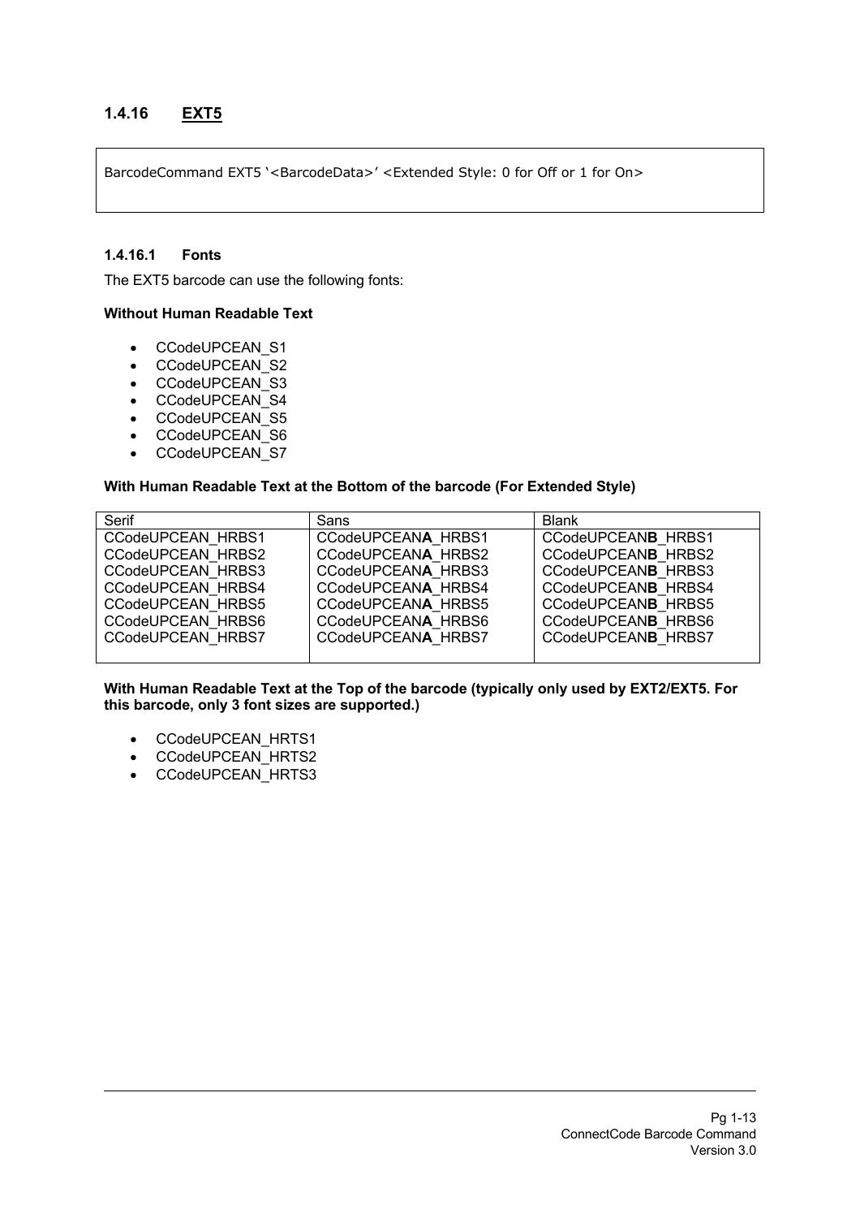### 1.4.16 EXT5

```
BarcodeCommand EXT5 '<BarcodeData>' <Extended Style: 0 for Off or 1 for On>
```

#### 1.4.16.1 Fonts

The EXT5 barcode can use the following fonts:

**Without Human Readable Text**

- CCodeUPCEAN_S1
- CCodeUPCEAN_S2
- CCodeUPCEAN_S3
- CCodeUPCEAN_S4
- CCodeUPCEAN_S5
- CCodeUPCEAN_S6
- CCodeUPCEAN_S7

**With Human Readable Text at the Bottom of the barcode (For Extended Style)**

| Serif | Sans | Blank |
|---|---|---|
| CCodeUPCEAN_HRBS1 | CCodeUPCEAN**A**_HRBS1 | CCodeUPCEAN**B**_HRBS1 |
| CCodeUPCEAN_HRBS2 | CCodeUPCEAN**A**_HRBS2 | CCodeUPCEAN**B**_HRBS2 |
| CCodeUPCEAN_HRBS3 | CCodeUPCEAN**A**_HRBS3 | CCodeUPCEAN**B**_HRBS3 |
| CCodeUPCEAN_HRBS4 | CCodeUPCEAN**A**_HRBS4 | CCodeUPCEAN**B**_HRBS4 |
| CCodeUPCEAN_HRBS5 | CCodeUPCEAN**A**_HRBS5 | CCodeUPCEAN**B**_HRBS5 |
| CCodeUPCEAN_HRBS6 | CCodeUPCEAN**A**_HRBS6 | CCodeUPCEAN**B**_HRBS6 |
| CCodeUPCEAN_HRBS7 | CCodeUPCEAN**A**_HRBS7 | CCodeUPCEAN**B**_HRBS7 |

**With Human Readable Text at the Top of the barcode (typically only used by EXT2/EXT5. For this barcode, only 3 font sizes are supported.)**

- CCodeUPCEAN_HRTS1
- CCodeUPCEAN_HRTS2
- CCodeUPCEAN_HRTS3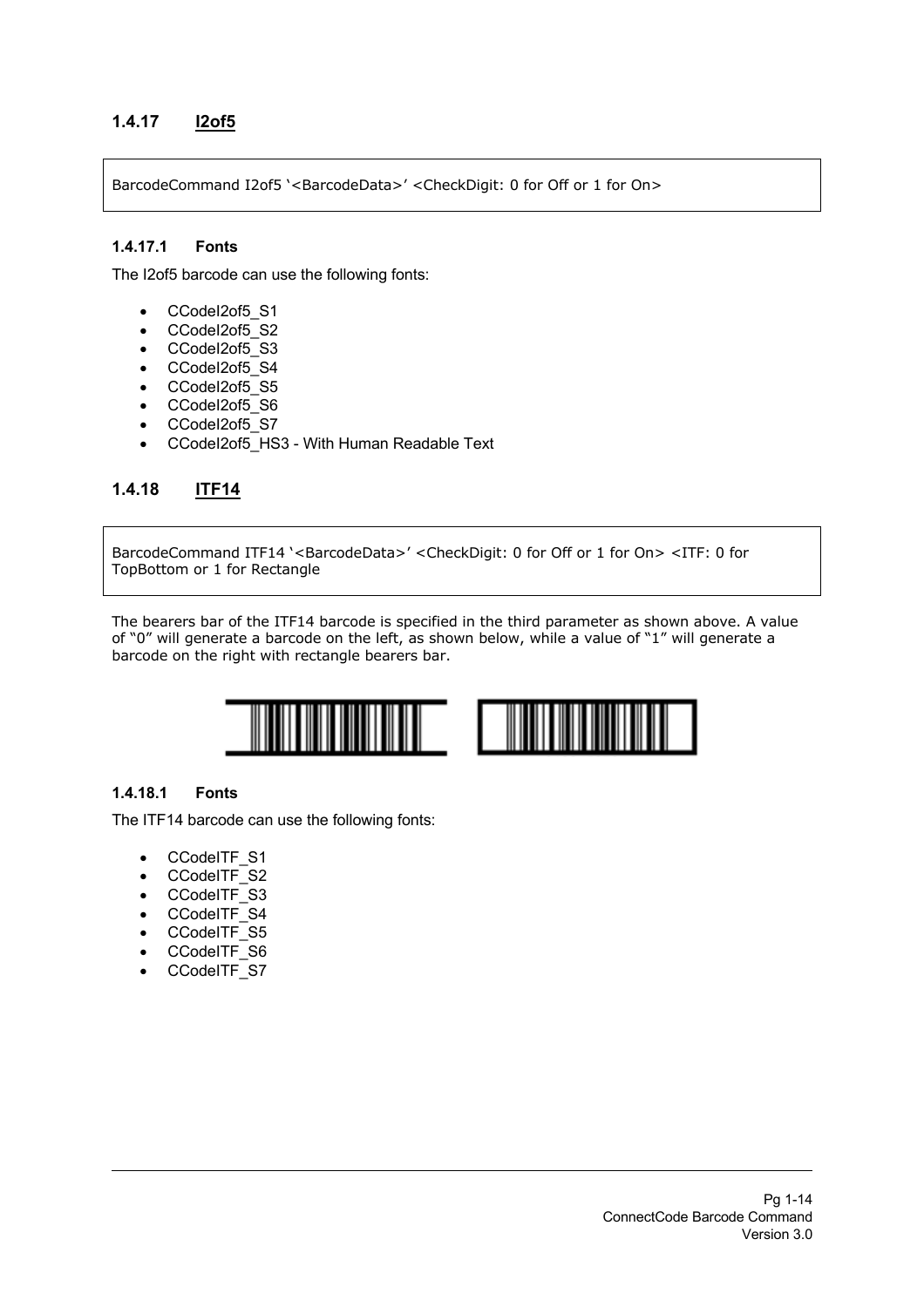### 1.4.17 I2of5

```
BarcodeCommand I2of5 '<BarcodeData>' <CheckDigit: 0 for Off or 1 for On>
```

#### 1.4.17.1 Fonts

The I2of5 barcode can use the following fonts:

- CCodeI2of5_S1
- CCodeI2of5_S2
- CCodeI2of5_S3
- CCodeI2of5_S4
- CCodeI2of5_S5
- CCodeI2of5_S6
- CCodeI2of5_S7
- CCodeI2of5_HS3 - With Human Readable Text

### 1.4.18 ITF14

```
BarcodeCommand ITF14 '<BarcodeData>' <CheckDigit: 0 for Off or 1 for On> <ITF: 0 for TopBottom or 1 for Rectangle
```

The bearers bar of the ITF14 barcode is specified in the third parameter as shown above. A value of "0" will generate a barcode on the left, as shown below, while a value of "1" will generate a barcode on the right with rectangle bearers bar.

#### 1.4.18.1 Fonts

The ITF14 barcode can use the following fonts:

- CCodeITF_S1
- CCodeITF_S2
- CCodeITF_S3
- CCodeITF_S4
- CCodeITF_S5
- CCodeITF_S6
- CCodeITF_S7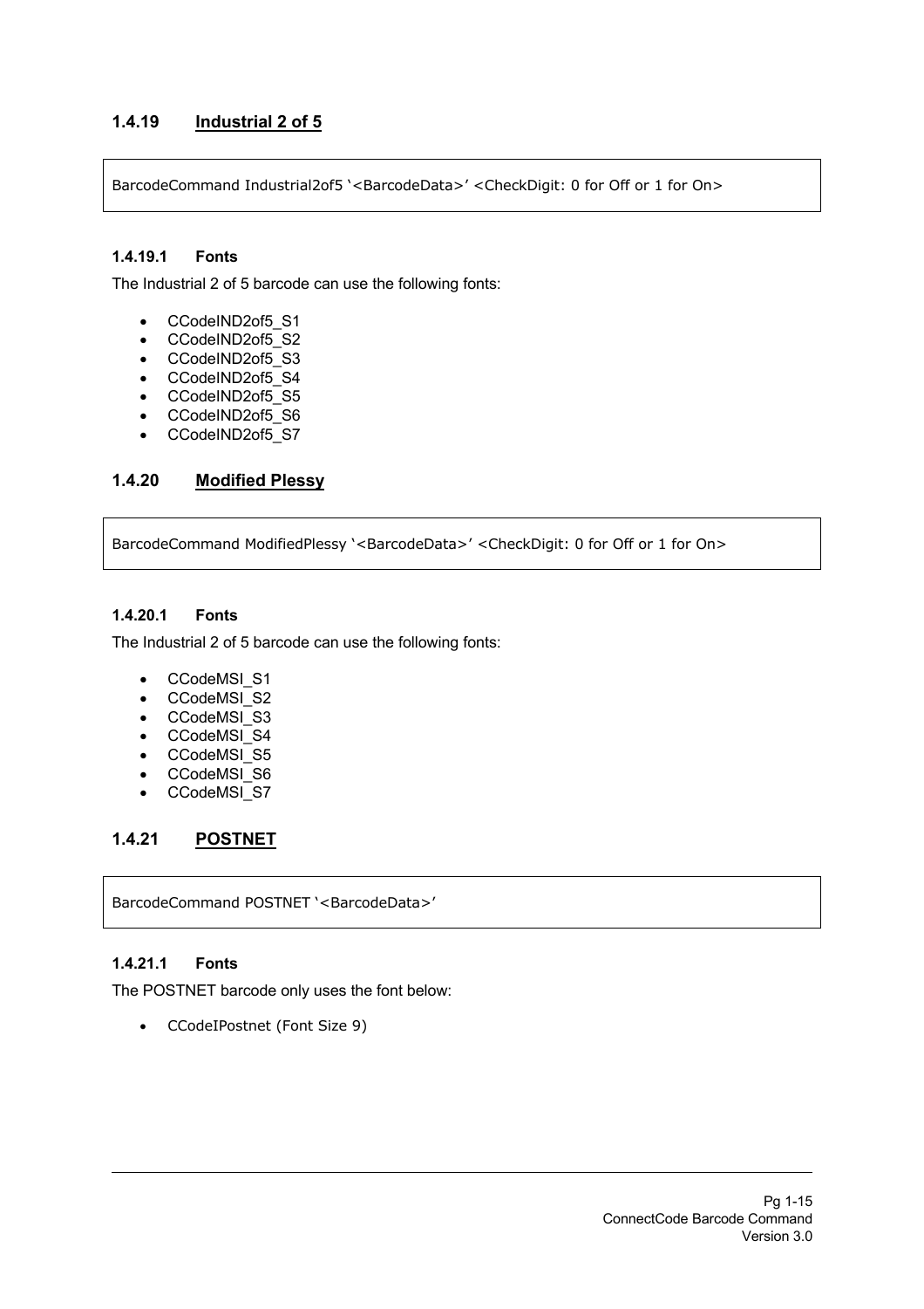### 1.4.19 Industrial 2 of 5

```
BarcodeCommand Industrial2of5 '<BarcodeData>' <CheckDigit: 0 for Off or 1 for On>
```

#### 1.4.19.1 Fonts

The Industrial 2 of 5 barcode can use the following fonts:

- CCodeIND2of5_S1
- CCodeIND2of5_S2
- CCodeIND2of5_S3
- CCodeIND2of5_S4
- CCodeIND2of5_S5
- CCodeIND2of5_S6
- CCodeIND2of5_S7

### 1.4.20 Modified Plessy

```
BarcodeCommand ModifiedPlessy '<BarcodeData>' <CheckDigit: 0 for Off or 1 for On>
```

#### 1.4.20.1 Fonts

The Industrial 2 of 5 barcode can use the following fonts:

- CCodeMSI_S1
- CCodeMSI_S2
- CCodeMSI_S3
- CCodeMSI_S4
- CCodeMSI_S5
- CCodeMSI_S6
- CCodeMSI_S7

### 1.4.21 POSTNET

```
BarcodeCommand POSTNET '<BarcodeData>'
```

#### 1.4.21.1 Fonts

The POSTNET barcode only uses the font below:

- CCodeIPostnet (Font Size 9)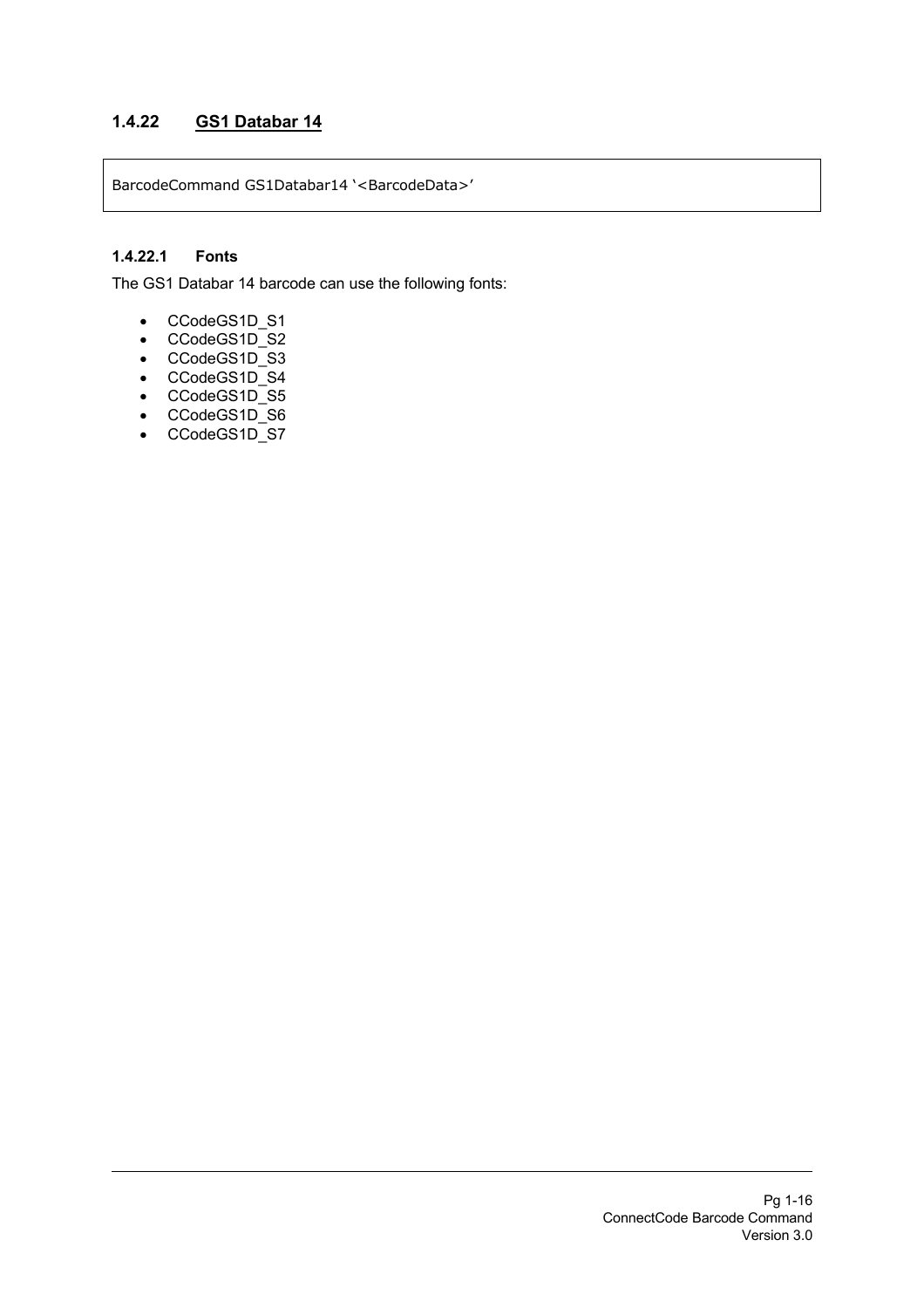### 1.4.22 GS1 Databar 14

```
BarcodeCommand GS1Databar14 '<BarcodeData>'
```

#### 1.4.22.1 Fonts

The GS1 Databar 14 barcode can use the following fonts:

- CCodeGS1D_S1
- CCodeGS1D_S2
- CCodeGS1D_S3
- CCodeGS1D_S4
- CCodeGS1D_S5
- CCodeGS1D_S6
- CCodeGS1D_S7